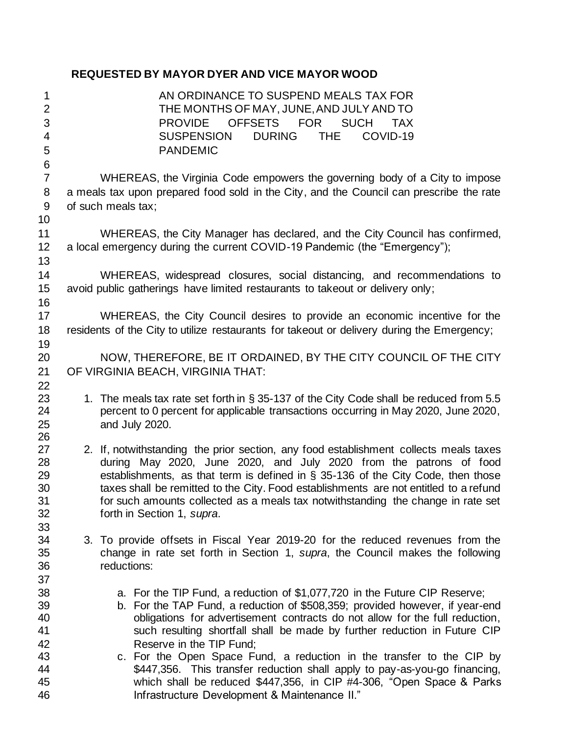**REQUESTED BY MAYOR DYER AND VICE MAYOR WOOD**

AN ORDINANCE TO SUSPEND MEALS TAX FOR THE MONTHS OF MAY, JUNE, AND JULY AND TO PROVIDE OFFSETS FOR SUCH TAX SUSPENSION DURING THE COVID-19 PANDEMIC

WHEREAS, the Virginia Code empowers the governing body of a City to impose a meals tax upon prepared food sold in the City, and the Council can prescribe the rate of such meals tax;

WHEREAS, the City Manager has declared, and the City Council has confirmed, a local emergency during the current COVID-19 Pandemic (the "Emergency");

WHEREAS, widespread closures, social distancing, and recommendations to avoid public gatherings have limited restaurants to takeout or delivery only;

WHEREAS, the City Council desires to provide an economic incentive for the residents of the City to utilize restaurants for takeout or delivery during the Emergency;

NOW, THEREFORE, BE IT ORDAINED, BY THE CITY COUNCIL OF THE CITY OF VIRGINIA BEACH, VIRGINIA THAT:

1. The meals tax rate set forth in § 35-137 of the City Code shall be reduced from 5.5 percent to 0 percent for applicable transactions occurring in May 2020, June 2020, and July 2020.

2. If, notwithstanding the prior section, any food establishment collects meals taxes during May 2020, June 2020, and July 2020 from the patrons of food establishments, as that term is defined in § 35-136 of the City Code, then those taxes shall be remitted to the City. Food establishments are not entitled to a refund for such amounts collected as a meals tax notwithstanding the change in rate set forth in Section 1, *supra*.

3. To provide offsets in Fiscal Year 2019-20 for the reduced revenues from the change in rate set forth in Section 1, *supra*, the Council makes the following reductions:

    a. For the TIP Fund, a reduction of $1,077,720 in the Future CIP Reserve;
    b. For the TAP Fund, a reduction of $508,359; provided however, if year-end obligations for advertisement contracts do not allow for the full reduction, such resulting shortfall shall be made by further reduction in Future CIP Reserve in the TIP Fund;
    c. For the Open Space Fund, a reduction in the transfer to the CIP by $447,356. This transfer reduction shall apply to pay-as-you-go financing, which shall be reduced $447,356, in CIP #4-306, "Open Space & Parks Infrastructure Development & Maintenance II."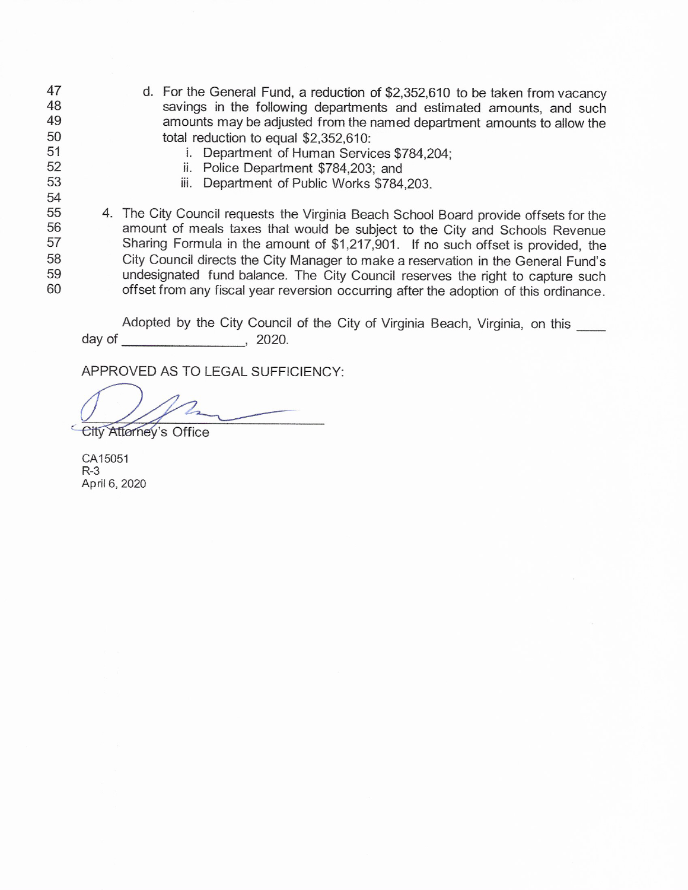d. For the General Fund, a reduction of $2,352,610 to be taken from vacancy savings in the following departments and estimated amounts, and such amounts may be adjusted from the named department amounts to allow the total reduction to equal $2,352,610:

   i. Department of Human Services $784,204;

   ii. Police Department $784,203; and

   iii. Department of Public Works $784,203.

4. The City Council requests the Virginia Beach School Board provide offsets for the amount of meals taxes that would be subject to the City and Schools Revenue Sharing Formula in the amount of $1,217,901. If no such offset is provided, the City Council directs the City Manager to make a reservation in the General Fund's undesignated fund balance. The City Council reserves the right to capture such offset from any fiscal year reversion occurring after the adoption of this ordinance.

Adopted by the City Council of the City of Virginia Beach, Virginia, on this ____ day of ________________, 2020.

APPROVED AS TO LEGAL SUFFICIENCY:

City Attorney's Office

CA15051
R-3
April 6, 2020